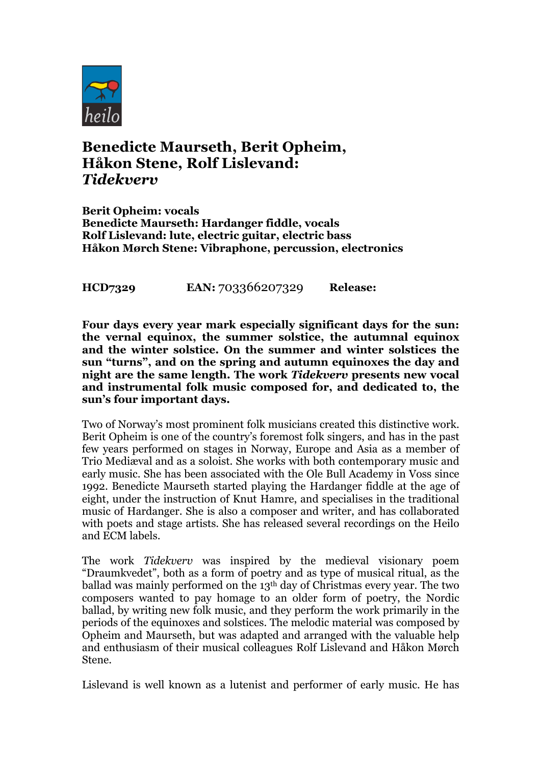heilo

# Benedicte Maurseth, Berit Opheim, Håkon Stene, Rolf Lislevand: *Tidekverv*

**Berit Opheim: vocals**
**Benedicte Maurseth: Hardanger fiddle, vocals**
**Rolf Lislevand: lute, electric guitar, electric bass**
**Håkon Mørch Stene: Vibraphone, percussion, electronics**

**HCD7329** **EAN:** 703366207329 **Release:**

**Four days every year mark especially significant days for the sun: the vernal equinox, the summer solstice, the autumnal equinox and the winter solstice. On the summer and winter solstices the sun "turns", and on the spring and autumn equinoxes the day and night are the same length. The work *Tidekverv* presents new vocal and instrumental folk music composed for, and dedicated to, the sun's four important days.**

Two of Norway's most prominent folk musicians created this distinctive work. Berit Opheim is one of the country's foremost folk singers, and has in the past few years performed on stages in Norway, Europe and Asia as a member of Trio Mediæval and as a soloist. She works with both contemporary music and early music. She has been associated with the Ole Bull Academy in Voss since 1992. Benedicte Maurseth started playing the Hardanger fiddle at the age of eight, under the instruction of Knut Hamre, and specialises in the traditional music of Hardanger. She is also a composer and writer, and has collaborated with poets and stage artists. She has released several recordings on the Heilo and ECM labels.

The work *Tidekverv* was inspired by the medieval visionary poem "Draumkvedet", both as a form of poetry and as type of musical ritual, as the ballad was mainly performed on the 13th day of Christmas every year. The two composers wanted to pay homage to an older form of poetry, the Nordic ballad, by writing new folk music, and they perform the work primarily in the periods of the equinoxes and solstices. The melodic material was composed by Opheim and Maurseth, but was adapted and arranged with the valuable help and enthusiasm of their musical colleagues Rolf Lislevand and Håkon Mørch Stene.

Lislevand is well known as a lutenist and performer of early music. He has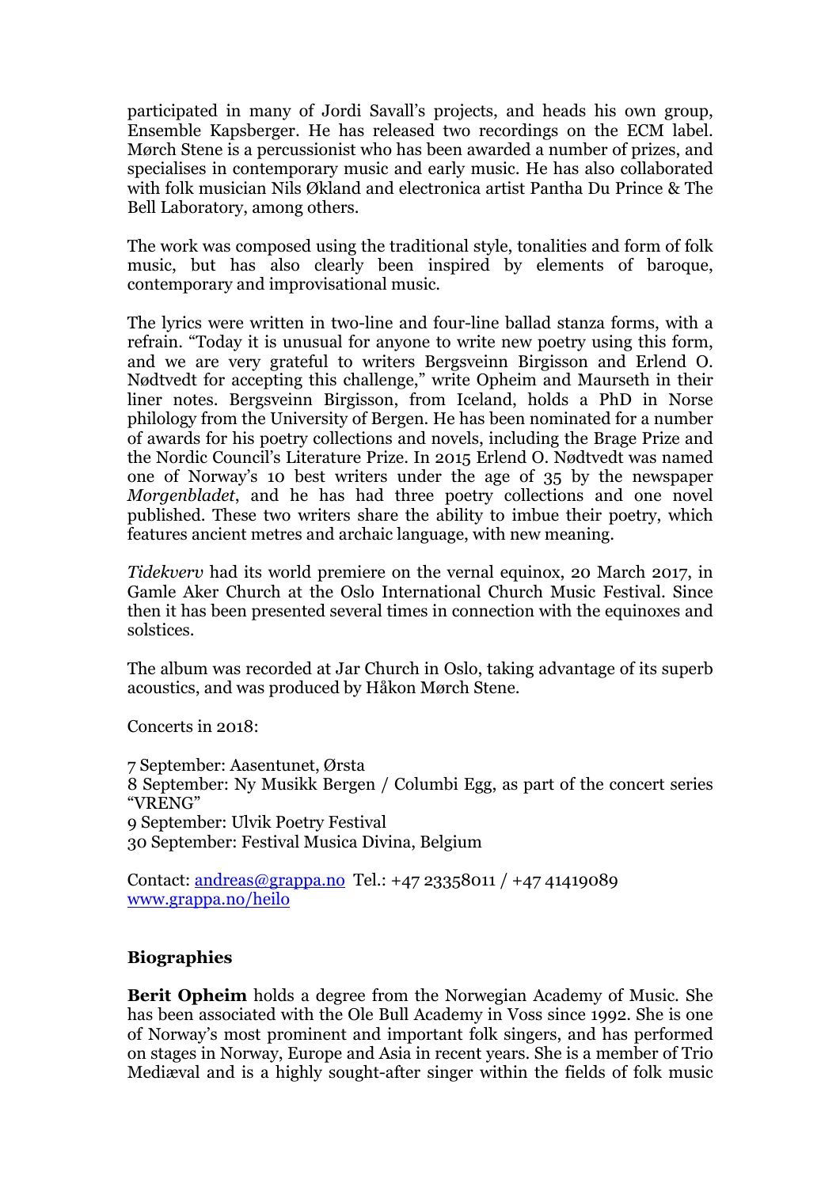participated in many of Jordi Savall's projects, and heads his own group, Ensemble Kapsberger. He has released two recordings on the ECM label. Mørch Stene is a percussionist who has been awarded a number of prizes, and specialises in contemporary music and early music. He has also collaborated with folk musician Nils Økland and electronica artist Pantha Du Prince & The Bell Laboratory, among others.

The work was composed using the traditional style, tonalities and form of folk music, but has also clearly been inspired by elements of baroque, contemporary and improvisational music.

The lyrics were written in two-line and four-line ballad stanza forms, with a refrain. "Today it is unusual for anyone to write new poetry using this form, and we are very grateful to writers Bergsveinn Birgisson and Erlend O. Nødtvedt for accepting this challenge," write Opheim and Maurseth in their liner notes. Bergsveinn Birgisson, from Iceland, holds a PhD in Norse philology from the University of Bergen. He has been nominated for a number of awards for his poetry collections and novels, including the Brage Prize and the Nordic Council's Literature Prize. In 2015 Erlend O. Nødtvedt was named one of Norway's 10 best writers under the age of 35 by the newspaper *Morgenbladet*, and he has had three poetry collections and one novel published. These two writers share the ability to imbue their poetry, which features ancient metres and archaic language, with new meaning.

*Tidekverv* had its world premiere on the vernal equinox, 20 March 2017, in Gamle Aker Church at the Oslo International Church Music Festival. Since then it has been presented several times in connection with the equinoxes and solstices.

The album was recorded at Jar Church in Oslo, taking advantage of its superb acoustics, and was produced by Håkon Mørch Stene.

Concerts in 2018:

7 September: Aasentunet, Ørsta
8 September: Ny Musikk Bergen / Columbi Egg, as part of the concert series "VRENG"
9 September: Ulvik Poetry Festival
30 September: Festival Musica Divina, Belgium

Contact: andreas@grappa.no Tel.: +47 23358011 / +47 41419089
www.grappa.no/heilo

## Biographies

**Berit Opheim** holds a degree from the Norwegian Academy of Music. She has been associated with the Ole Bull Academy in Voss since 1992. She is one of Norway's most prominent and important folk singers, and has performed on stages in Norway, Europe and Asia in recent years. She is a member of Trio Mediæval and is a highly sought-after singer within the fields of folk music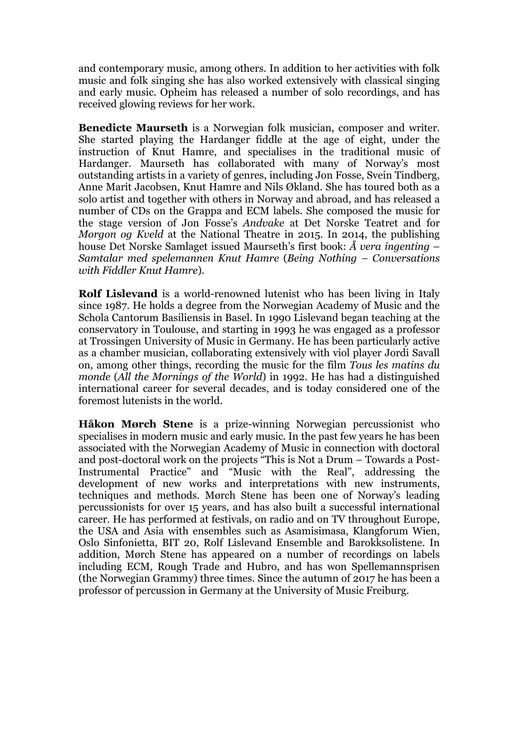and contemporary music, among others. In addition to her activities with folk music and folk singing she has also worked extensively with classical singing and early music. Opheim has released a number of solo recordings, and has received glowing reviews for her work.

**Benedicte Maurseth** is a Norwegian folk musician, composer and writer. She started playing the Hardanger fiddle at the age of eight, under the instruction of Knut Hamre, and specialises in the traditional music of Hardanger. Maurseth has collaborated with many of Norway's most outstanding artists in a variety of genres, including Jon Fosse, Svein Tindberg, Anne Marit Jacobsen, Knut Hamre and Nils Økland. She has toured both as a solo artist and together with others in Norway and abroad, and has released a number of CDs on the Grappa and ECM labels. She composed the music for the stage version of Jon Fosse's *Andvake* at Det Norske Teatret and for *Morgon og Kveld* at the National Theatre in 2015. In 2014, the publishing house Det Norske Samlaget issued Maurseth's first book: *Å vera ingenting – Samtalar med spelemannen Knut Hamre* (*Being Nothing – Conversations with Fiddler Knut Hamre*).

**Rolf Lislevand** is a world-renowned lutenist who has been living in Italy since 1987. He holds a degree from the Norwegian Academy of Music and the Schola Cantorum Basiliensis in Basel. In 1990 Lislevand began teaching at the conservatory in Toulouse, and starting in 1993 he was engaged as a professor at Trossingen University of Music in Germany. He has been particularly active as a chamber musician, collaborating extensively with viol player Jordi Savall on, among other things, recording the music for the film *Tous les matins du monde* (*All the Mornings of the World*) in 1992. He has had a distinguished international career for several decades, and is today considered one of the foremost lutenists in the world.

**Håkon Mørch Stene** is a prize-winning Norwegian percussionist who specialises in modern music and early music. In the past few years he has been associated with the Norwegian Academy of Music in connection with doctoral and post-doctoral work on the projects "This is Not a Drum – Towards a Post-Instrumental Practice" and "Music with the Real", addressing the development of new works and interpretations with new instruments, techniques and methods. Mørch Stene has been one of Norway's leading percussionists for over 15 years, and has also built a successful international career. He has performed at festivals, on radio and on TV throughout Europe, the USA and Asia with ensembles such as Asamisimasa, Klangforum Wien, Oslo Sinfonietta, BIT 20, Rolf Lislevand Ensemble and Barokksolistene. In addition, Mørch Stene has appeared on a number of recordings on labels including ECM, Rough Trade and Hubro, and has won Spellemannsprisen (the Norwegian Grammy) three times. Since the autumn of 2017 he has been a professor of percussion in Germany at the University of Music Freiburg.